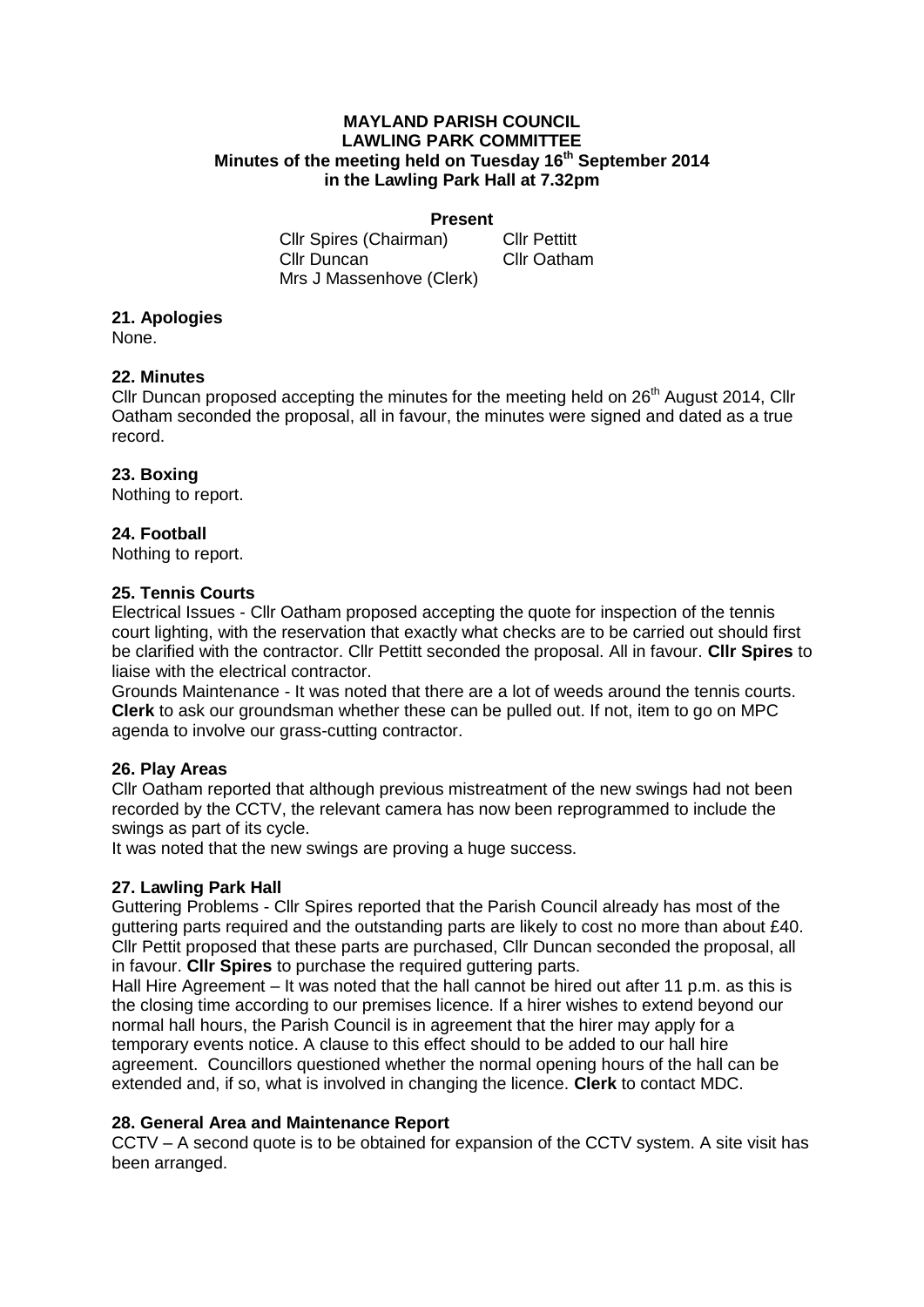# MAYLAND PARISH COUNCIL
## LAWLING PARK COMMITTEE
### Minutes of the meeting held on Tuesday 16th September 2014 in the Lawling Park Hall at 7.32pm

**Present**

| | |
|---|---|
| Cllr Spires (Chairman) | Cllr Pettitt |
| Cllr Duncan | Cllr Oatham |
| Mrs J Massenhove (Clerk) | |

**21. Apologies**

None.

**22. Minutes**

Cllr Duncan proposed accepting the minutes for the meeting held on 26th August 2014, Cllr Oatham seconded the proposal, all in favour, the minutes were signed and dated as a true record.

**23. Boxing**

Nothing to report.

**24. Football**

Nothing to report.

**25. Tennis Courts**

Electrical Issues - Cllr Oatham proposed accepting the quote for inspection of the tennis court lighting, with the reservation that exactly what checks are to be carried out should first be clarified with the contractor. Cllr Pettitt seconded the proposal. All in favour. **Cllr Spires** to liaise with the electrical contractor.

Grounds Maintenance - It was noted that there are a lot of weeds around the tennis courts. **Clerk** to ask our groundsman whether these can be pulled out. If not, item to go on MPC agenda to involve our grass-cutting contractor.

**26. Play Areas**

Cllr Oatham reported that although previous mistreatment of the new swings had not been recorded by the CCTV, the relevant camera has now been reprogrammed to include the swings as part of its cycle.

It was noted that the new swings are proving a huge success.

**27. Lawling Park Hall**

Guttering Problems - Cllr Spires reported that the Parish Council already has most of the guttering parts required and the outstanding parts are likely to cost no more than about £40. Cllr Pettit proposed that these parts are purchased, Cllr Duncan seconded the proposal, all in favour. **Cllr Spires** to purchase the required guttering parts.

Hall Hire Agreement – It was noted that the hall cannot be hired out after 11 p.m. as this is the closing time according to our premises licence. If a hirer wishes to extend beyond our normal hall hours, the Parish Council is in agreement that the hirer may apply for a temporary events notice. A clause to this effect should to be added to our hall hire agreement. Councillors questioned whether the normal opening hours of the hall can be extended and, if so, what is involved in changing the licence. **Clerk** to contact MDC.

**28. General Area and Maintenance Report**

CCTV – A second quote is to be obtained for expansion of the CCTV system. A site visit has been arranged.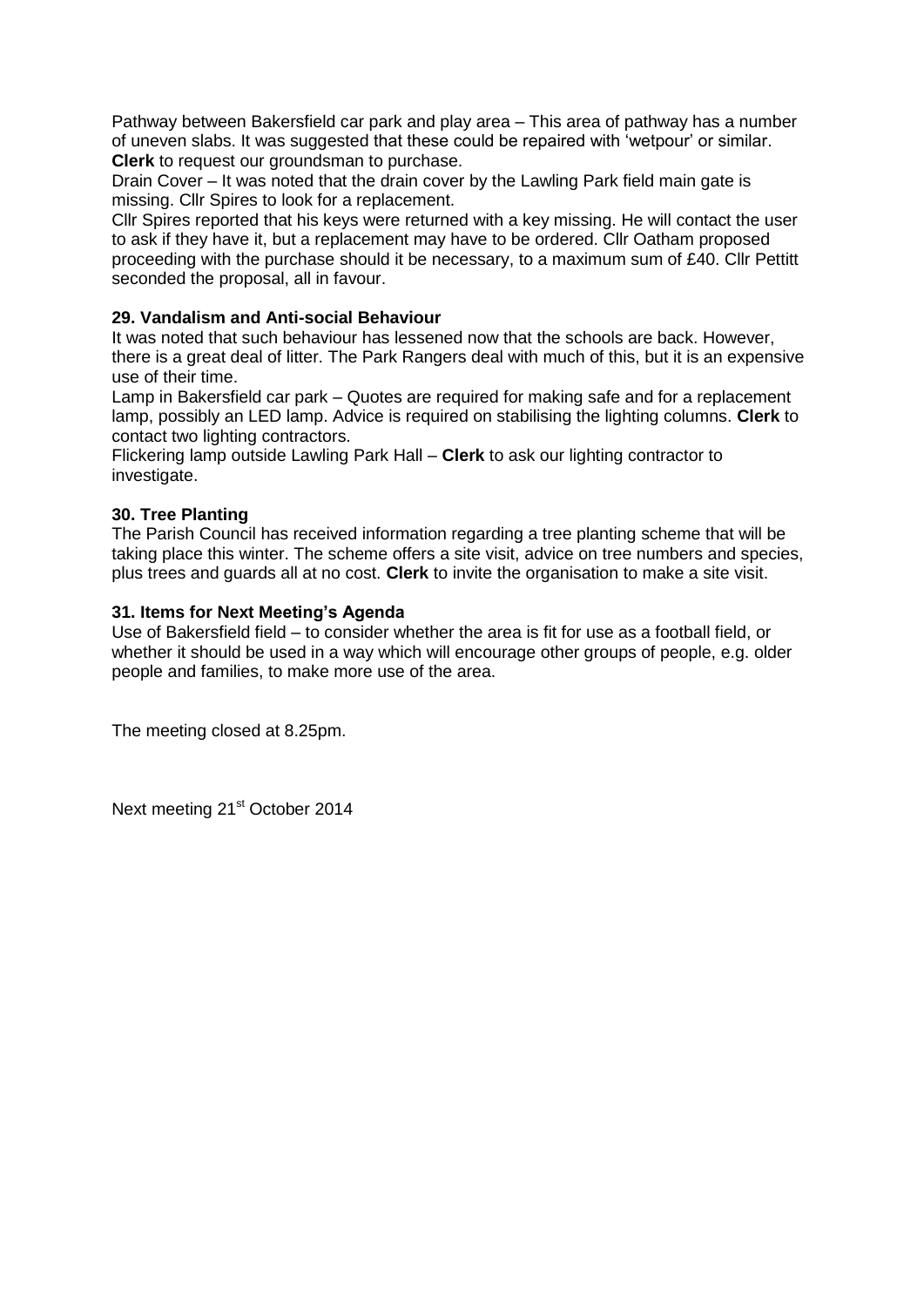Pathway between Bakersfield car park and play area – This area of pathway has a number of uneven slabs. It was suggested that these could be repaired with 'wetpour' or similar. **Clerk** to request our groundsman to purchase.

Drain Cover – It was noted that the drain cover by the Lawling Park field main gate is missing. Cllr Spires to look for a replacement.

Cllr Spires reported that his keys were returned with a key missing. He will contact the user to ask if they have it, but a replacement may have to be ordered. Cllr Oatham proposed proceeding with the purchase should it be necessary, to a maximum sum of £40. Cllr Pettitt seconded the proposal, all in favour.

**29. Vandalism and Anti-social Behaviour**

It was noted that such behaviour has lessened now that the schools are back. However, there is a great deal of litter. The Park Rangers deal with much of this, but it is an expensive use of their time.

Lamp in Bakersfield car park – Quotes are required for making safe and for a replacement lamp, possibly an LED lamp. Advice is required on stabilising the lighting columns. **Clerk** to contact two lighting contractors.

Flickering lamp outside Lawling Park Hall – **Clerk** to ask our lighting contractor to investigate.

**30. Tree Planting**

The Parish Council has received information regarding a tree planting scheme that will be taking place this winter. The scheme offers a site visit, advice on tree numbers and species, plus trees and guards all at no cost. **Clerk** to invite the organisation to make a site visit.

**31. Items for Next Meeting's Agenda**

Use of Bakersfield field – to consider whether the area is fit for use as a football field, or whether it should be used in a way which will encourage other groups of people, e.g. older people and families, to make more use of the area.

The meeting closed at 8.25pm.

Next meeting 21st October 2014